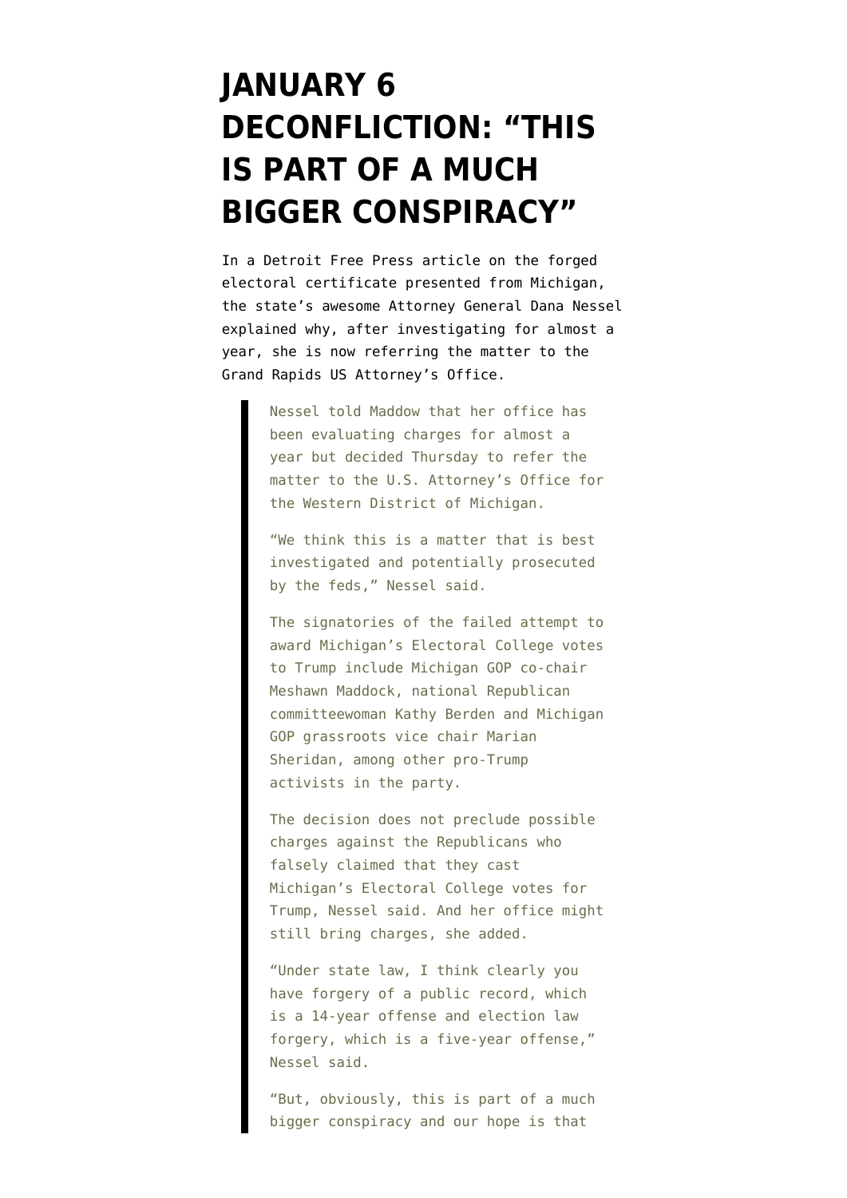# JANUARY 6 DECONFLICTION: "THIS IS PART OF A MUCH BIGGER CONSPIRACY"

In a Detroit Free Press article on the forged electoral certificate presented from Michigan, the state's awesome Attorney General Dana Nessel explained why, after investigating for almost a year, she is now referring the matter to the Grand Rapids US Attorney's Office.

> Nessel told Maddow that her office has been evaluating charges for almost a year but decided Thursday to refer the matter to the U.S. Attorney's Office for the Western District of Michigan.
>
> "We think this is a matter that is best investigated and potentially prosecuted by the feds," Nessel said.
>
> The signatories of the failed attempt to award Michigan's Electoral College votes to Trump include Michigan GOP co-chair Meshawn Maddock, national Republican committeewoman Kathy Berden and Michigan GOP grassroots vice chair Marian Sheridan, among other pro-Trump activists in the party.
>
> The decision does not preclude possible charges against the Republicans who falsely claimed that they cast Michigan's Electoral College votes for Trump, Nessel said. And her office might still bring charges, she added.
>
> "Under state law, I think clearly you have forgery of a public record, which is a 14-year offense and election law forgery, which is a five-year offense," Nessel said.
>
> "But, obviously, this is part of a much bigger conspiracy and our hope is that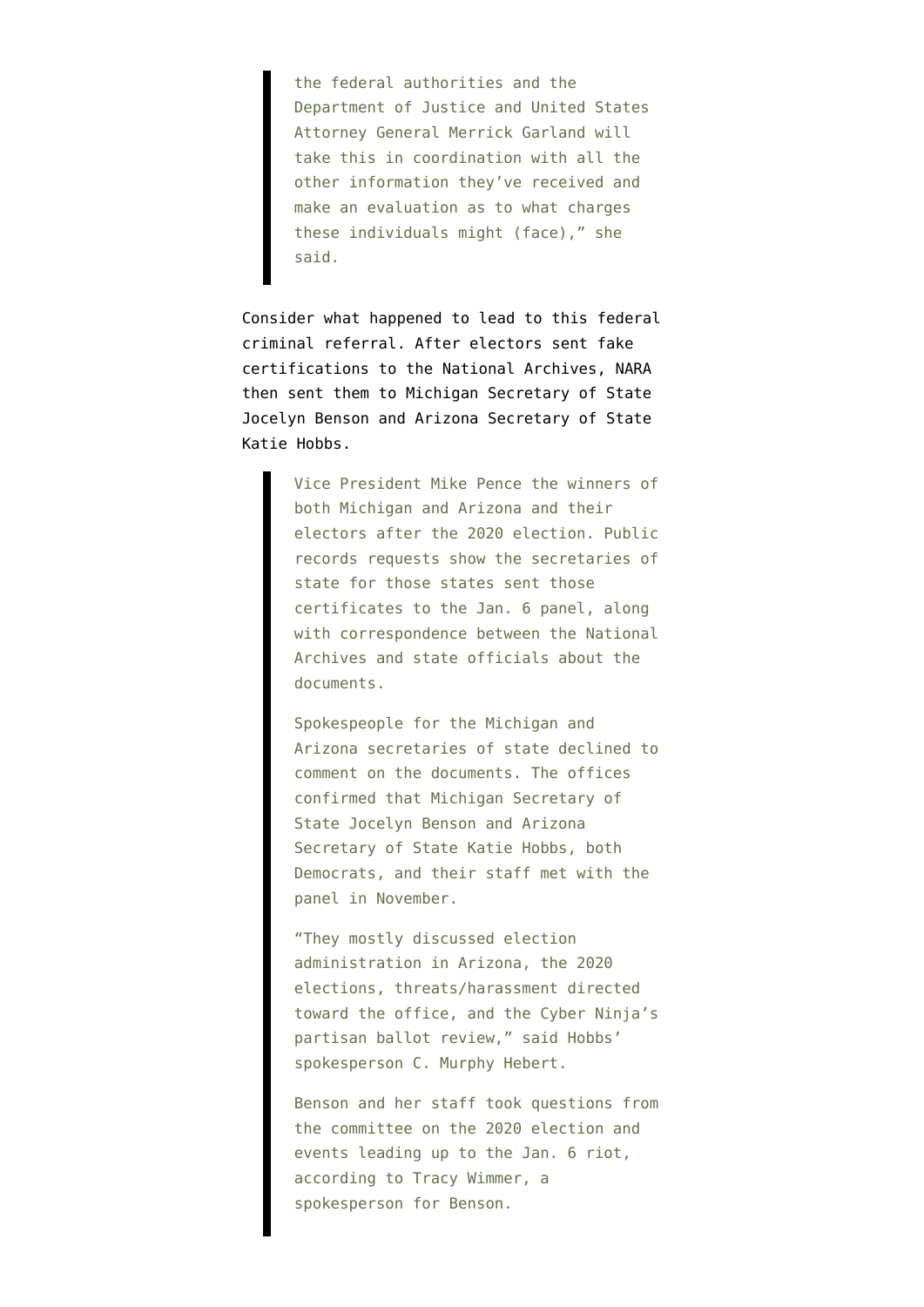> the federal authorities and the Department of Justice and United States Attorney General Merrick Garland will take this in coordination with all the other information they've received and make an evaluation as to what charges these individuals might (face)," she said.

Consider what happened to lead to this federal criminal referral. After electors sent fake certifications to the National Archives, NARA then sent them to Michigan Secretary of State Jocelyn Benson and Arizona Secretary of State Katie Hobbs.

> Vice President Mike Pence the winners of both Michigan and Arizona and their electors after the 2020 election. Public records requests show the secretaries of state for those states sent those certificates to the Jan. 6 panel, along with correspondence between the National Archives and state officials about the documents.
>
> Spokespeople for the Michigan and Arizona secretaries of state declined to comment on the documents. The offices confirmed that Michigan Secretary of State Jocelyn Benson and Arizona Secretary of State Katie Hobbs, both Democrats, and their staff met with the panel in November.
>
> "They mostly discussed election administration in Arizona, the 2020 elections, threats/harassment directed toward the office, and the Cyber Ninja's partisan ballot review," said Hobbs' spokesperson C. Murphy Hebert.
>
> Benson and her staff took questions from the committee on the 2020 election and events leading up to the Jan. 6 riot, according to Tracy Wimmer, a spokesperson for Benson.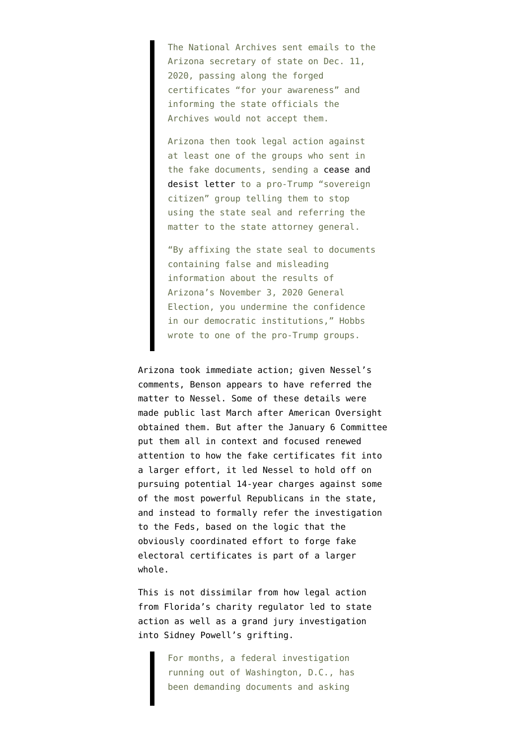> The National Archives sent emails to the Arizona secretary of state on Dec. 11, 2020, passing along the forged certificates "for your awareness" and informing the state officials the Archives would not accept them.
>
> Arizona then took legal action against at least one of the groups who sent in the fake documents, sending a cease and desist letter to a pro-Trump "sovereign citizen" group telling them to stop using the state seal and referring the matter to the state attorney general.
>
> "By affixing the state seal to documents containing false and misleading information about the results of Arizona's November 3, 2020 General Election, you undermine the confidence in our democratic institutions," Hobbs wrote to one of the pro-Trump groups.

Arizona took immediate action; given Nessel's comments, Benson appears to have referred the matter to Nessel. Some of these details were made public last March after American Oversight obtained them. But after the January 6 Committee put them all in context and focused renewed attention to how the fake certificates fit into a larger effort, it led Nessel to hold off on pursuing potential 14-year charges against some of the most powerful Republicans in the state, and instead to formally refer the investigation to the Feds, based on the logic that the obviously coordinated effort to forge fake electoral certificates is part of a larger whole.

This is not dissimilar from how legal action from Florida's charity regulator led to state action as well as a grand jury investigation into Sidney Powell's grifting.

> For months, a federal investigation running out of Washington, D.C., has been demanding documents and asking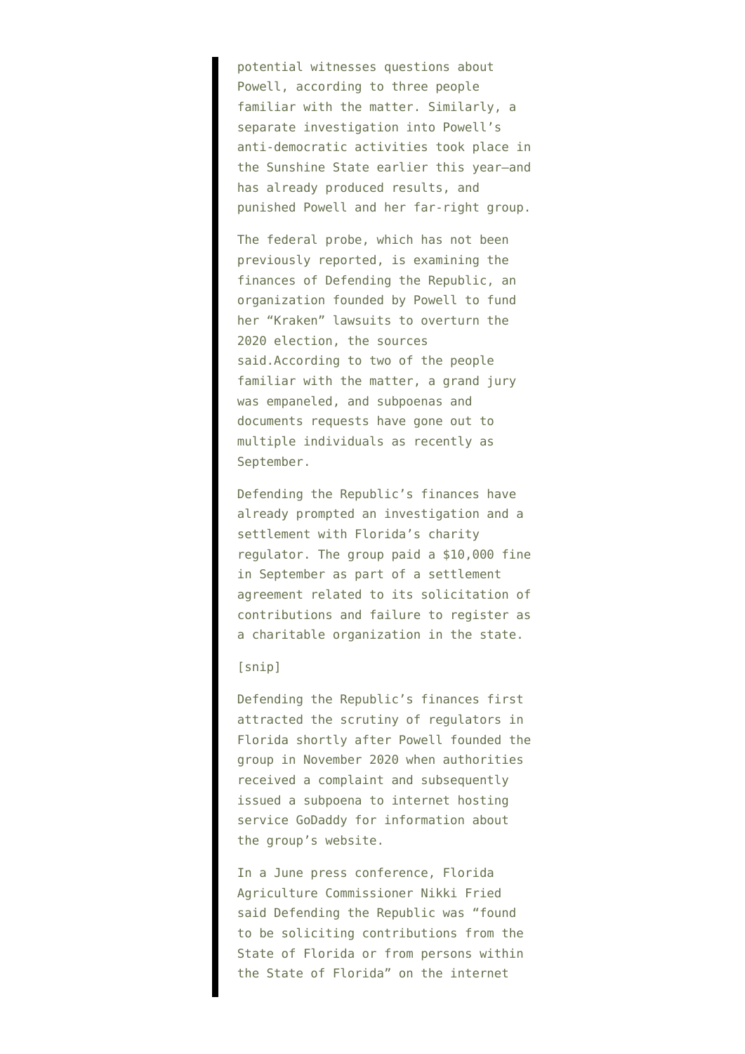> potential witnesses questions about Powell, according to three people familiar with the matter. Similarly, a separate investigation into Powell's anti-democratic activities took place in the Sunshine State earlier this year—and has already produced results, and punished Powell and her far-right group.
>
> The federal probe, which has not been previously reported, is examining the finances of Defending the Republic, an organization founded by Powell to fund her "Kraken" lawsuits to overturn the 2020 election, the sources said.According to two of the people familiar with the matter, a grand jury was empaneled, and subpoenas and documents requests have gone out to multiple individuals as recently as September.
>
> Defending the Republic's finances have already prompted an investigation and a settlement with Florida's charity regulator. The group paid a $10,000 fine in September as part of a settlement agreement related to its solicitation of contributions and failure to register as a charitable organization in the state.
>
> [snip]
>
> Defending the Republic's finances first attracted the scrutiny of regulators in Florida shortly after Powell founded the group in November 2020 when authorities received a complaint and subsequently issued a subpoena to internet hosting service GoDaddy for information about the group's website.
>
> In a June press conference, Florida Agriculture Commissioner Nikki Fried said Defending the Republic was "found to be soliciting contributions from the State of Florida or from persons within the State of Florida" on the internet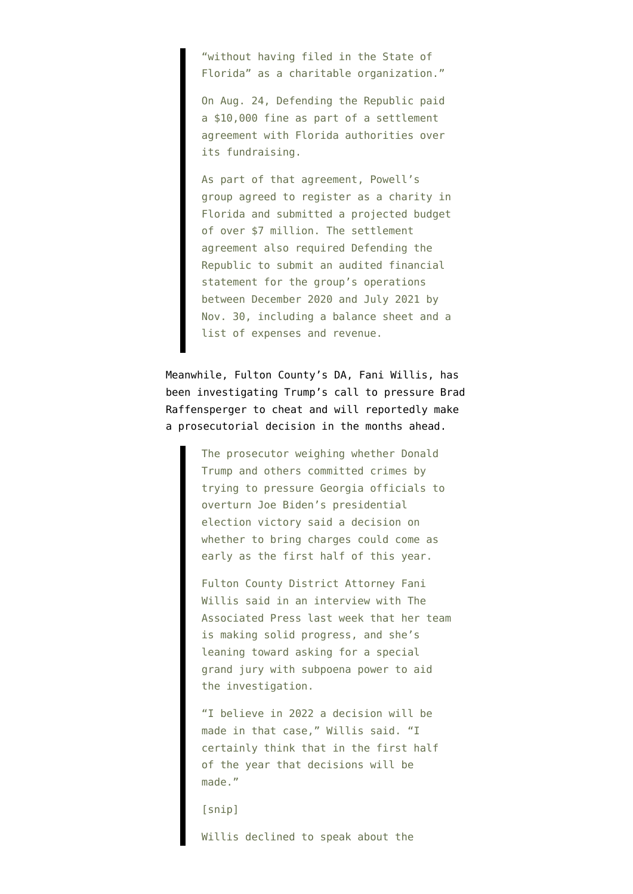> "without having filed in the State of Florida" as a charitable organization."
>
> On Aug. 24, Defending the Republic paid a $10,000 fine as part of a settlement agreement with Florida authorities over its fundraising.
>
> As part of that agreement, Powell's group agreed to register as a charity in Florida and submitted a projected budget of over $7 million. The settlement agreement also required Defending the Republic to submit an audited financial statement for the group's operations between December 2020 and July 2021 by Nov. 30, including a balance sheet and a list of expenses and revenue.

Meanwhile, Fulton County's DA, Fani Willis, has been investigating Trump's call to pressure Brad Raffensperger to cheat and will reportedly make a prosecutorial decision in the months ahead.

> The prosecutor weighing whether Donald Trump and others committed crimes by trying to pressure Georgia officials to overturn Joe Biden's presidential election victory said a decision on whether to bring charges could come as early as the first half of this year.
>
> Fulton County District Attorney Fani Willis said in an interview with The Associated Press last week that her team is making solid progress, and she's leaning toward asking for a special grand jury with subpoena power to aid the investigation.
>
> "I believe in 2022 a decision will be made in that case," Willis said. "I certainly think that in the first half of the year that decisions will be made."
>
> [snip]
>
> Willis declined to speak about the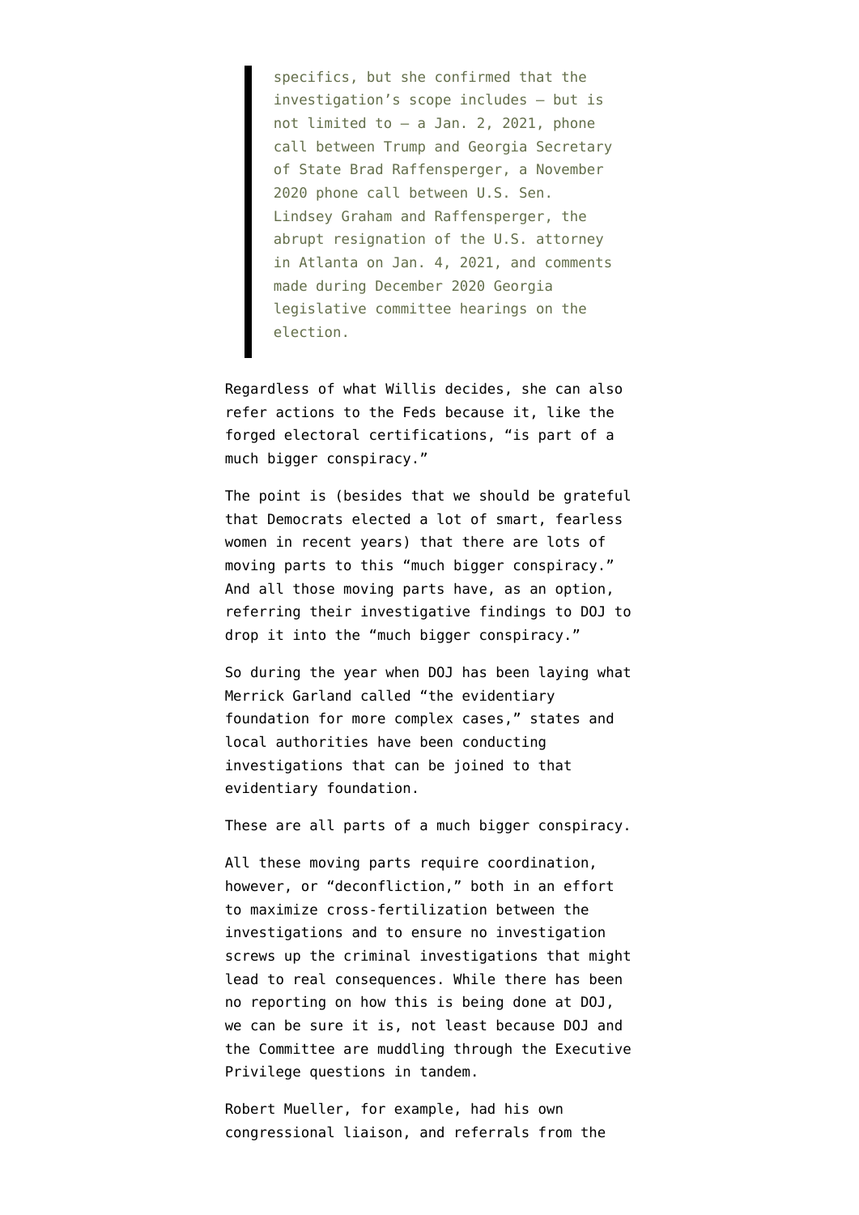> specifics, but she confirmed that the investigation's scope includes — but is not limited to — a Jan. 2, 2021, phone call between Trump and Georgia Secretary of State Brad Raffensperger, a November 2020 phone call between U.S. Sen. Lindsey Graham and Raffensperger, the abrupt resignation of the U.S. attorney in Atlanta on Jan. 4, 2021, and comments made during December 2020 Georgia legislative committee hearings on the election.

Regardless of what Willis decides, she can also refer actions to the Feds because it, like the forged electoral certifications, "is part of a much bigger conspiracy."

The point is (besides that we should be grateful that Democrats elected a lot of smart, fearless women in recent years) that there are lots of moving parts to this "much bigger conspiracy." And all those moving parts have, as an option, referring their investigative findings to DOJ to drop it into the "much bigger conspiracy."

So during the year when DOJ has been laying what Merrick Garland called "the evidentiary foundation for more complex cases," states and local authorities have been conducting investigations that can be joined to that evidentiary foundation.

These are all parts of a much bigger conspiracy.

All these moving parts require coordination, however, or "deconfliction," both in an effort to maximize cross-fertilization between the investigations and to ensure no investigation screws up the criminal investigations that might lead to real consequences. While there has been no reporting on how this is being done at DOJ, we can be sure it is, not least because DOJ and the Committee are muddling through the Executive Privilege questions in tandem.

Robert Mueller, for example, had his own congressional liaison, and referrals from the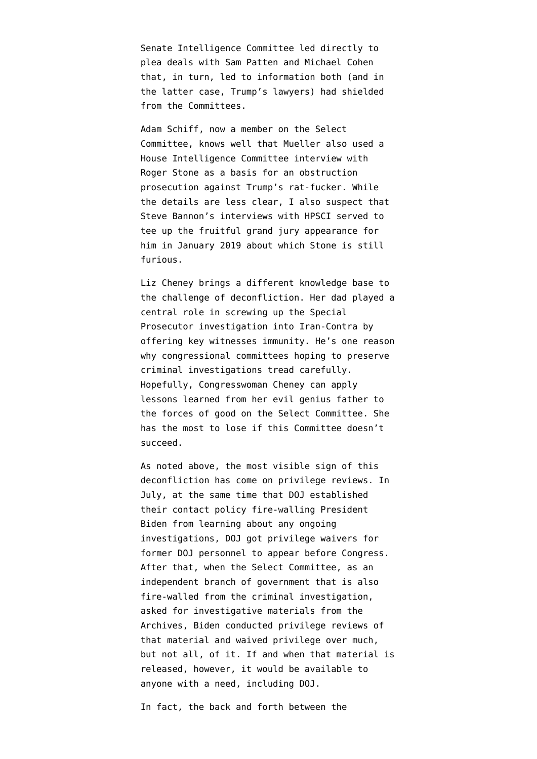Senate Intelligence Committee led directly to plea deals with Sam Patten and Michael Cohen that, in turn, led to information both (and in the latter case, Trump's lawyers) had shielded from the Committees.

Adam Schiff, now a member on the Select Committee, knows well that Mueller also used a House Intelligence Committee interview with Roger Stone as a basis for an obstruction prosecution against Trump's rat-fucker. While the details are less clear, I also suspect that Steve Bannon's interviews with HPSCI served to tee up the fruitful grand jury appearance for him in January 2019 about which Stone is still furious.

Liz Cheney brings a different knowledge base to the challenge of deconfliction. Her dad played a central role in screwing up the Special Prosecutor investigation into Iran-Contra by offering key witnesses immunity. He's one reason why congressional committees hoping to preserve criminal investigations tread carefully. Hopefully, Congresswoman Cheney can apply lessons learned from her evil genius father to the forces of good on the Select Committee. She has the most to lose if this Committee doesn't succeed.

As noted above, the most visible sign of this deconfliction has come on privilege reviews. In July, at the same time that DOJ established their contact policy fire-walling President Biden from learning about any ongoing investigations, DOJ got privilege waivers for former DOJ personnel to appear before Congress. After that, when the Select Committee, as an independent branch of government that is also fire-walled from the criminal investigation, asked for investigative materials from the Archives, Biden conducted privilege reviews of that material and waived privilege over much, but not all, of it. If and when that material is released, however, it would be available to anyone with a need, including DOJ.

In fact, the back and forth between the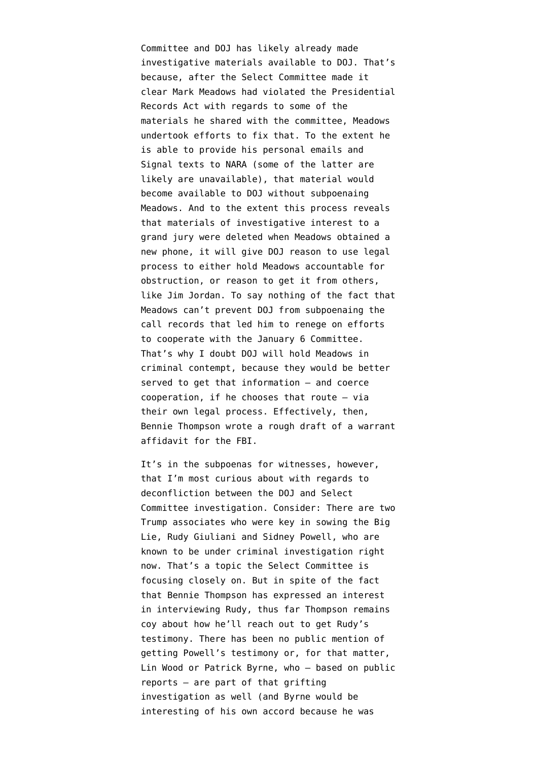Committee and DOJ has likely already made investigative materials available to DOJ. That's because, after the Select Committee made it clear Mark Meadows had violated the Presidential Records Act with regards to some of the materials he shared with the committee, Meadows undertook efforts to fix that. To the extent he is able to provide his personal emails and Signal texts to NARA (some of the latter are likely are unavailable), that material would become available to DOJ without subpoenaing Meadows. And to the extent this process reveals that materials of investigative interest to a grand jury were deleted when Meadows obtained a new phone, it will give DOJ reason to use legal process to either hold Meadows accountable for obstruction, or reason to get it from others, like Jim Jordan. To say nothing of the fact that Meadows can't prevent DOJ from subpoenaing the call records that led him to renege on efforts to cooperate with the January 6 Committee. That's why I doubt DOJ will hold Meadows in criminal contempt, because they would be better served to get that information — and coerce cooperation, if he chooses that route — via their own legal process. Effectively, then, Bennie Thompson wrote a rough draft of a warrant affidavit for the FBI.

It's in the subpoenas for witnesses, however, that I'm most curious about with regards to deconfliction between the DOJ and Select Committee investigation. Consider: There are two Trump associates who were key in sowing the Big Lie, Rudy Giuliani and Sidney Powell, who are known to be under criminal investigation right now. That's a topic the Select Committee is focusing closely on. But in spite of the fact that Bennie Thompson has expressed an interest in interviewing Rudy, thus far Thompson remains coy about how he'll reach out to get Rudy's testimony. There has been no public mention of getting Powell's testimony or, for that matter, Lin Wood or Patrick Byrne, who — based on public reports — are part of that grifting investigation as well (and Byrne would be interesting of his own accord because he was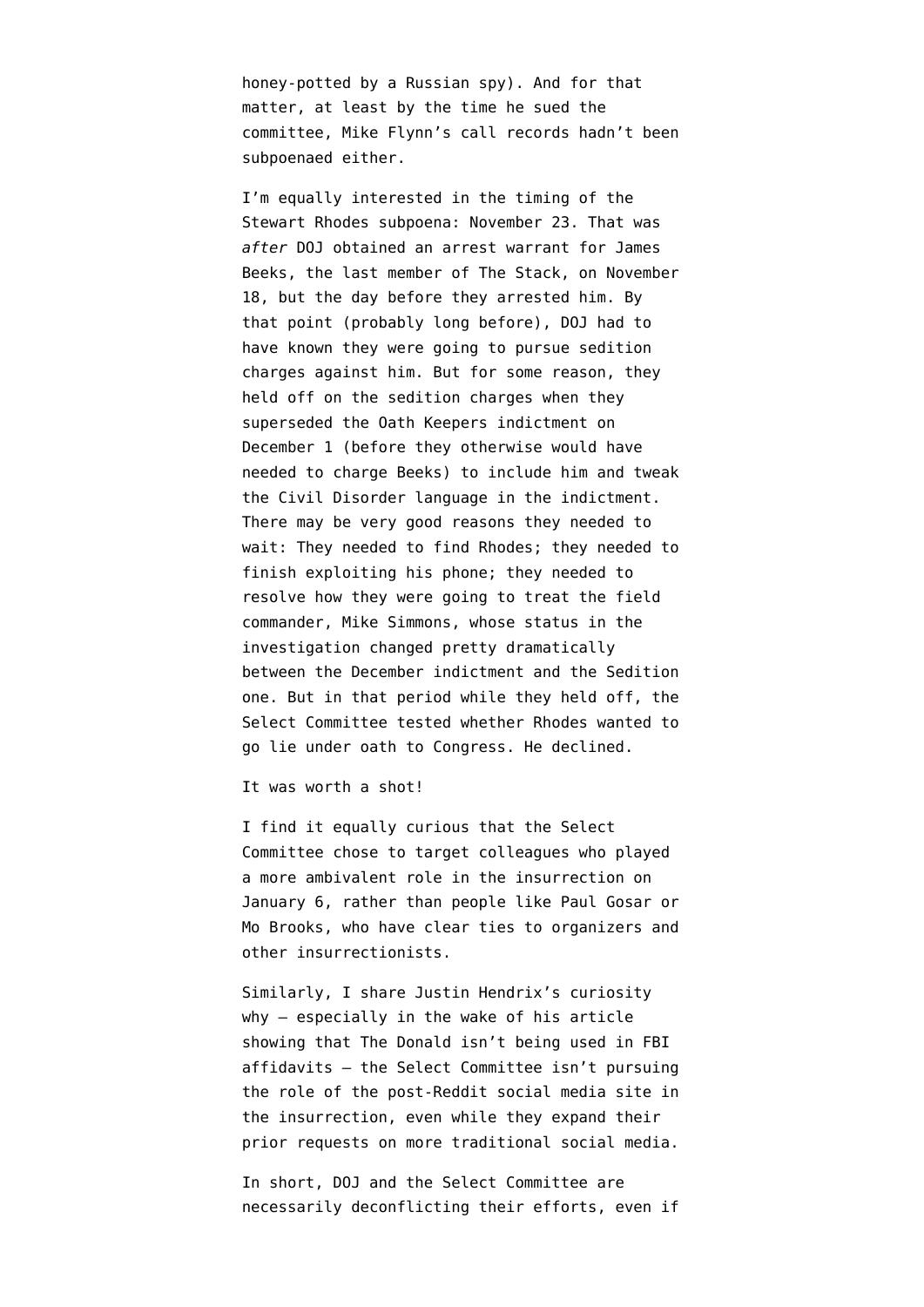honey-potted by a Russian spy). And for that matter, at least by the time he sued the committee, Mike Flynn's call records hadn't been subpoenaed either.

I'm equally interested in the timing of the Stewart Rhodes subpoena: November 23. That was *after* DOJ obtained an arrest warrant for James Beeks, the last member of The Stack, on November 18, but the day before they arrested him. By that point (probably long before), DOJ had to have known they were going to pursue sedition charges against him. But for some reason, they held off on the sedition charges when they superseded the Oath Keepers indictment on December 1 (before they otherwise would have needed to charge Beeks) to include him and tweak the Civil Disorder language in the indictment. There may be very good reasons they needed to wait: They needed to find Rhodes; they needed to finish exploiting his phone; they needed to resolve how they were going to treat the field commander, Mike Simmons, whose status in the investigation changed pretty dramatically between the December indictment and the Sedition one. But in that period while they held off, the Select Committee tested whether Rhodes wanted to go lie under oath to Congress. He declined.

It was worth a shot!

I find it equally curious that the Select Committee chose to target colleagues who played a more ambivalent role in the insurrection on January 6, rather than people like Paul Gosar or Mo Brooks, who have clear ties to organizers and other insurrectionists.

Similarly, I share Justin Hendrix's curiosity why — especially in the wake of his article showing that The Donald isn't being used in FBI affidavits — the Select Committee isn't pursuing the role of the post-Reddit social media site in the insurrection, even while they expand their prior requests on more traditional social media.

In short, DOJ and the Select Committee are necessarily deconflicting their efforts, even if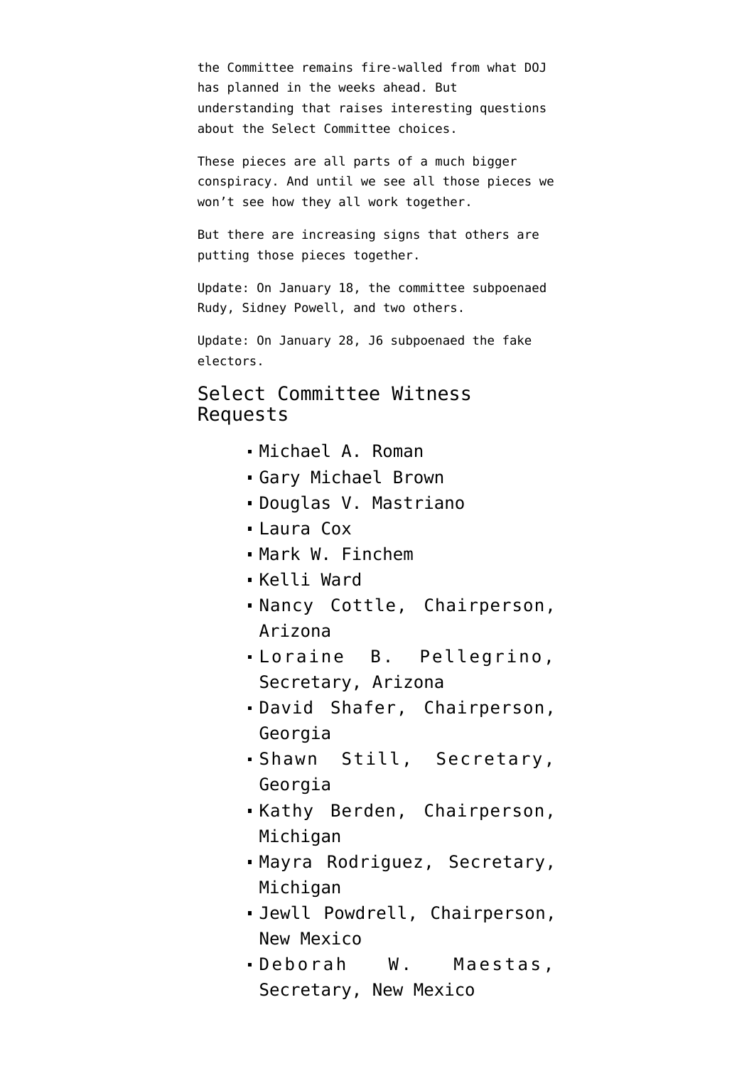the Committee remains fire-walled from what DOJ has planned in the weeks ahead. But understanding that raises interesting questions about the Select Committee choices.

These pieces are all parts of a much bigger conspiracy. And until we see all those pieces we won't see how they all work together.

But there are increasing signs that others are putting those pieces together.

Update: On January 18, the committee subpoenaed Rudy, Sidney Powell, and two others.

Update: On January 28, J6 subpoenaed the fake electors.

## Select Committee Witness Requests

- Michael A. Roman
- Gary Michael Brown
- Douglas V. Mastriano
- Laura Cox
- Mark W. Finchem
- Kelli Ward
- Nancy Cottle, Chairperson, Arizona
- Loraine B. Pellegrino, Secretary, Arizona
- David Shafer, Chairperson, Georgia
- Shawn Still, Secretary, Georgia
- Kathy Berden, Chairperson, Michigan
- Mayra Rodriguez, Secretary, Michigan
- Jewll Powdrell, Chairperson, New Mexico
- Deborah W. Maestas, Secretary, New Mexico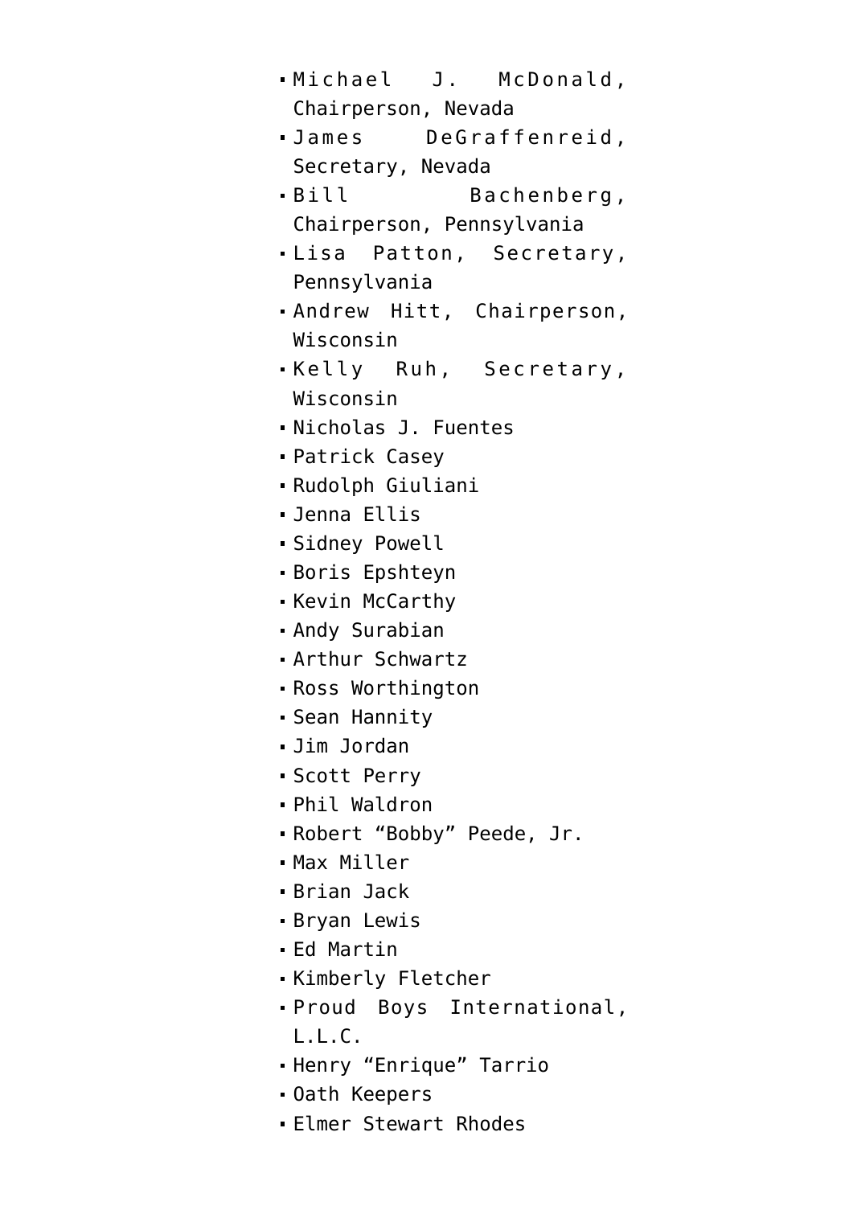- Michael J. McDonald, Chairperson, Nevada
- James DeGraffenreid, Secretary, Nevada
- Bill Bachenberg, Chairperson, Pennsylvania
- Lisa Patton, Secretary, Pennsylvania
- Andrew Hitt, Chairperson, Wisconsin
- Kelly Ruh, Secretary, Wisconsin
- Nicholas J. Fuentes
- Patrick Casey
- Rudolph Giuliani
- Jenna Ellis
- Sidney Powell
- Boris Epshteyn
- Kevin McCarthy
- Andy Surabian
- Arthur Schwartz
- Ross Worthington
- Sean Hannity
- Jim Jordan
- Scott Perry
- Phil Waldron
- Robert “Bobby” Peede, Jr.
- Max Miller
- Brian Jack
- Bryan Lewis
- Ed Martin
- Kimberly Fletcher
- Proud Boys International, L.L.C.
- Henry “Enrique” Tarrio
- Oath Keepers
- Elmer Stewart Rhodes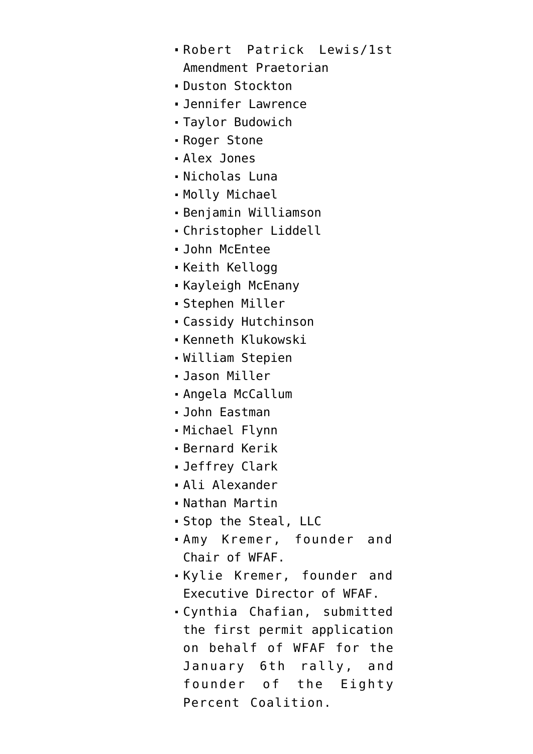- Robert Patrick Lewis/1st Amendment Praetorian
- Duston Stockton
- Jennifer Lawrence
- Taylor Budowich
- Roger Stone
- Alex Jones
- Nicholas Luna
- Molly Michael
- Benjamin Williamson
- Christopher Liddell
- John McEntee
- Keith Kellogg
- Kayleigh McEnany
- Stephen Miller
- Cassidy Hutchinson
- Kenneth Klukowski
- William Stepien
- Jason Miller
- Angela McCallum
- John Eastman
- Michael Flynn
- Bernard Kerik
- Jeffrey Clark
- Ali Alexander
- Nathan Martin
- Stop the Steal, LLC
- Amy Kremer, founder and Chair of WFAF.
- Kylie Kremer, founder and Executive Director of WFAF.
- Cynthia Chafian, submitted the first permit application on behalf of WFAF for the January 6th rally, and founder of the Eighty Percent Coalition.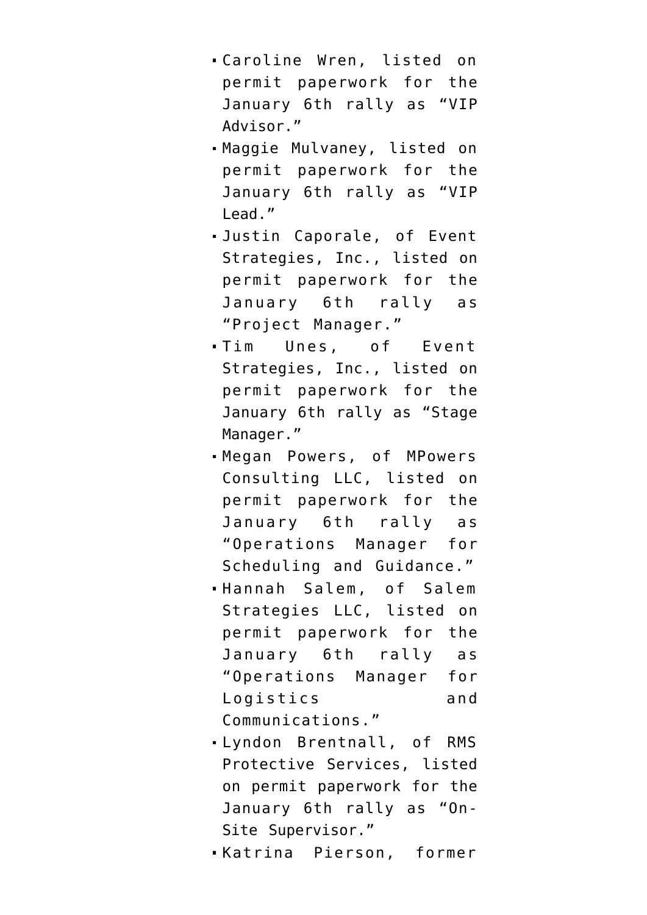- Caroline Wren, listed on permit paperwork for the January 6th rally as “VIP Advisor.”
- Maggie Mulvaney, listed on permit paperwork for the January 6th rally as “VIP Lead.”
- Justin Caporale, of Event Strategies, Inc., listed on permit paperwork for the January 6th rally as “Project Manager.”
- Tim Unes, of Event Strategies, Inc., listed on permit paperwork for the January 6th rally as “Stage Manager.”
- Megan Powers, of MPowers Consulting LLC, listed on permit paperwork for the January 6th rally as “Operations Manager for Scheduling and Guidance.”
- Hannah Salem, of Salem Strategies LLC, listed on permit paperwork for the January 6th rally as “Operations Manager for Logistics and Communications.”
- Lyndon Brentnall, of RMS Protective Services, listed on permit paperwork for the January 6th rally as “On-Site Supervisor.”
- Katrina Pierson, former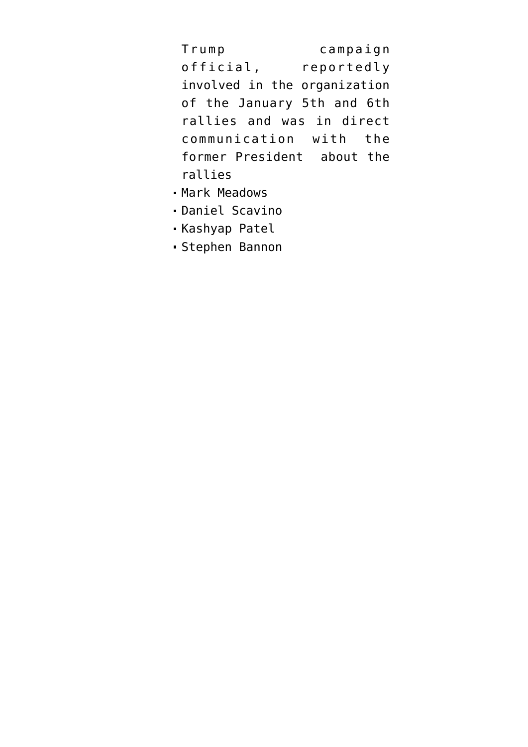Trump campaign official, reportedly involved in the organization of the January 5th and 6th rallies and was in direct communication with the former President about the rallies

- Mark Meadows
- Daniel Scavino
- Kashyap Patel
- Stephen Bannon